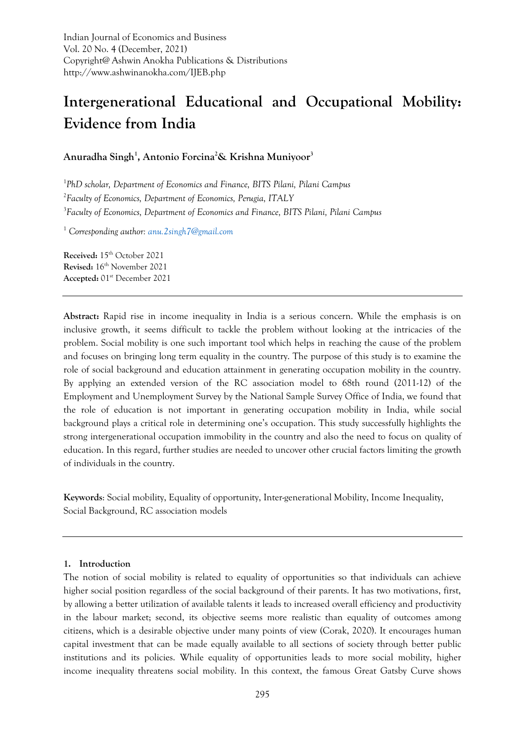Indian Journal of Economics and Business
Vol. 20 No. 4 (December, 2021)
Copyright@ Ashwin Anokha Publications & Distributions
http://www.ashwinanokha.com/IJEB.php

# Intergenerational Educational and Occupational Mobility: Evidence from India

**Anuradha Singh[1], Antonio Forcina[2] & Krishna Muniyoor[3]**

[1] *PhD scholar, Department of Economics and Finance, BITS Pilani, Pilani Campus*
[2] *Faculty of Economics, Department of Economics, Perugia, ITALY*
[3] *Faculty of Economics, Department of Economics and Finance, BITS Pilani, Pilani Campus*

[1] *Corresponding author: anu.2singh7@gmail.com*

**Received:** 15th October 2021
**Revised:** 16th November 2021
**Accepted:** 01st December 2021

---

**Abstract:** Rapid rise in income inequality in India is a serious concern. While the emphasis is on inclusive growth, it seems difficult to tackle the problem without looking at the intricacies of the problem. Social mobility is one such important tool which helps in reaching the cause of the problem and focuses on bringing long term equality in the country. The purpose of this study is to examine the role of social background and education attainment in generating occupation mobility in the country. By applying an extended version of the RC association model to 68th round (2011-12) of the Employment and Unemployment Survey by the National Sample Survey Office of India, we found that the role of education is not important in generating occupation mobility in India, while social background plays a critical role in determining one's occupation. This study successfully highlights the strong intergenerational occupation immobility in the country and also the need to focus on quality of education. In this regard, further studies are needed to uncover other crucial factors limiting the growth of individuals in the country.

**Keywords**: Social mobility, Equality of opportunity, Inter-generational Mobility, Income Inequality, Social Background, RC association models

---

## 1. Introduction

The notion of social mobility is related to equality of opportunities so that individuals can achieve higher social position regardless of the social background of their parents. It has two motivations, first, by allowing a better utilization of available talents it leads to increased overall efficiency and productivity in the labour market; second, its objective seems more realistic than equality of outcomes among citizens, which is a desirable objective under many points of view (Corak, 2020). It encourages human capital investment that can be made equally available to all sections of society through better public institutions and its policies. While equality of opportunities leads to more social mobility, higher income inequality threatens social mobility. In this context, the famous Great Gatsby Curve shows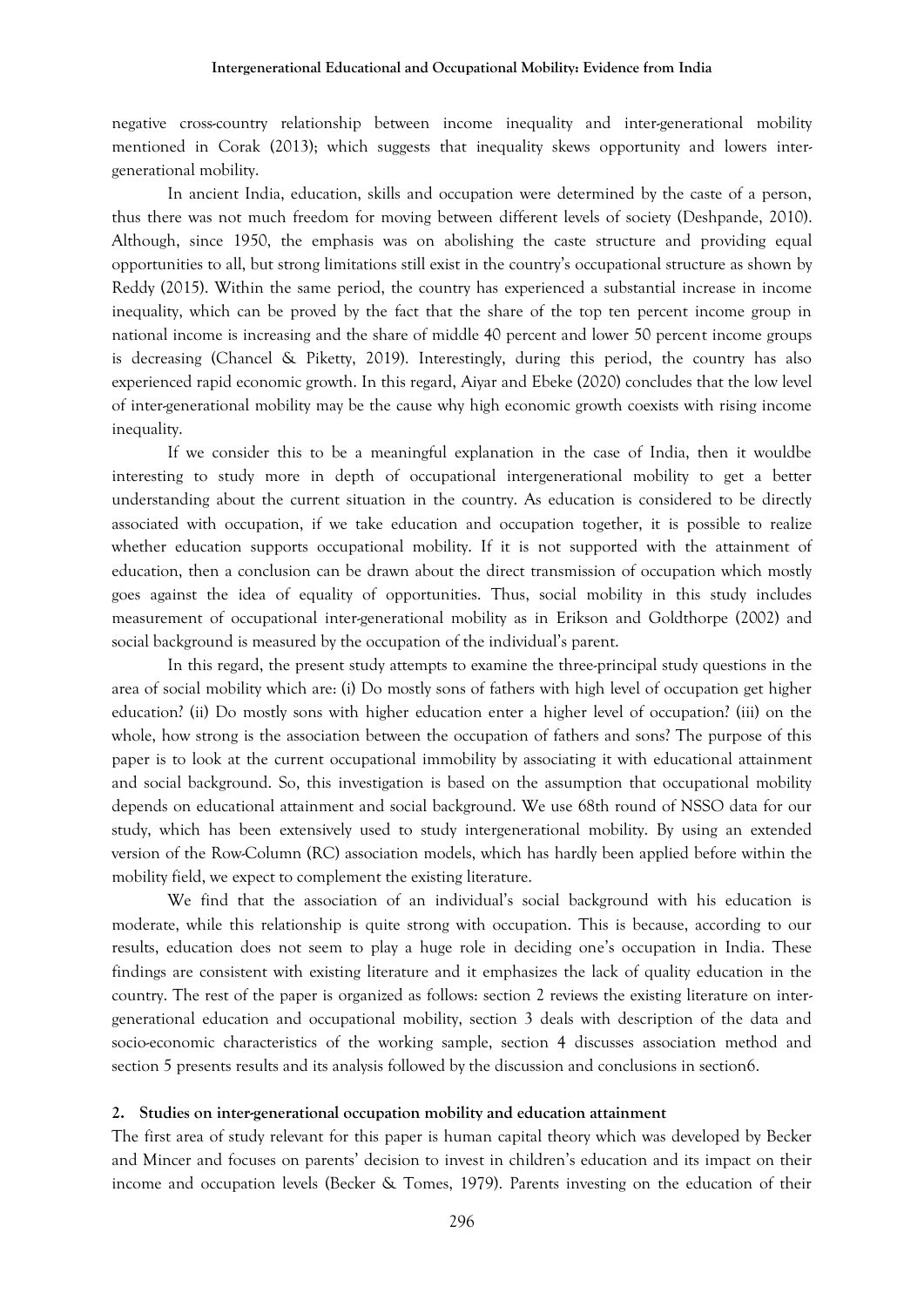negative cross-country relationship between income inequality and inter-generational mobility mentioned in Corak (2013); which suggests that inequality skews opportunity and lowers inter-generational mobility.

In ancient India, education, skills and occupation were determined by the caste of a person, thus there was not much freedom for moving between different levels of society (Deshpande, 2010). Although, since 1950, the emphasis was on abolishing the caste structure and providing equal opportunities to all, but strong limitations still exist in the country's occupational structure as shown by Reddy (2015). Within the same period, the country has experienced a substantial increase in income inequality, which can be proved by the fact that the share of the top ten percent income group in national income is increasing and the share of middle 40 percent and lower 50 percent income groups is decreasing (Chancel & Piketty, 2019). Interestingly, during this period, the country has also experienced rapid economic growth. In this regard, Aiyar and Ebeke (2020) concludes that the low level of inter-generational mobility may be the cause why high economic growth coexists with rising income inequality.

If we consider this to be a meaningful explanation in the case of India, then it wouldbe interesting to study more in depth of occupational intergenerational mobility to get a better understanding about the current situation in the country. As education is considered to be directly associated with occupation, if we take education and occupation together, it is possible to realize whether education supports occupational mobility. If it is not supported with the attainment of education, then a conclusion can be drawn about the direct transmission of occupation which mostly goes against the idea of equality of opportunities. Thus, social mobility in this study includes measurement of occupational inter-generational mobility as in Erikson and Goldthorpe (2002) and social background is measured by the occupation of the individual's parent.

In this regard, the present study attempts to examine the three-principal study questions in the area of social mobility which are: (i) Do mostly sons of fathers with high level of occupation get higher education? (ii) Do mostly sons with higher education enter a higher level of occupation? (iii) on the whole, how strong is the association between the occupation of fathers and sons? The purpose of this paper is to look at the current occupational immobility by associating it with educational attainment and social background. So, this investigation is based on the assumption that occupational mobility depends on educational attainment and social background. We use 68th round of NSSO data for our study, which has been extensively used to study intergenerational mobility. By using an extended version of the Row-Column (RC) association models, which has hardly been applied before within the mobility field, we expect to complement the existing literature.

We find that the association of an individual's social background with his education is moderate, while this relationship is quite strong with occupation. This is because, according to our results, education does not seem to play a huge role in deciding one's occupation in India. These findings are consistent with existing literature and it emphasizes the lack of quality education in the country. The rest of the paper is organized as follows: section 2 reviews the existing literature on inter-generational education and occupational mobility, section 3 deals with description of the data and socio-economic characteristics of the working sample, section 4 discusses association method and section 5 presents results and its analysis followed by the discussion and conclusions in section6.

## 2. Studies on inter-generational occupation mobility and education attainment

The first area of study relevant for this paper is human capital theory which was developed by Becker and Mincer and focuses on parents' decision to invest in children's education and its impact on their income and occupation levels (Becker & Tomes, 1979). Parents investing on the education of their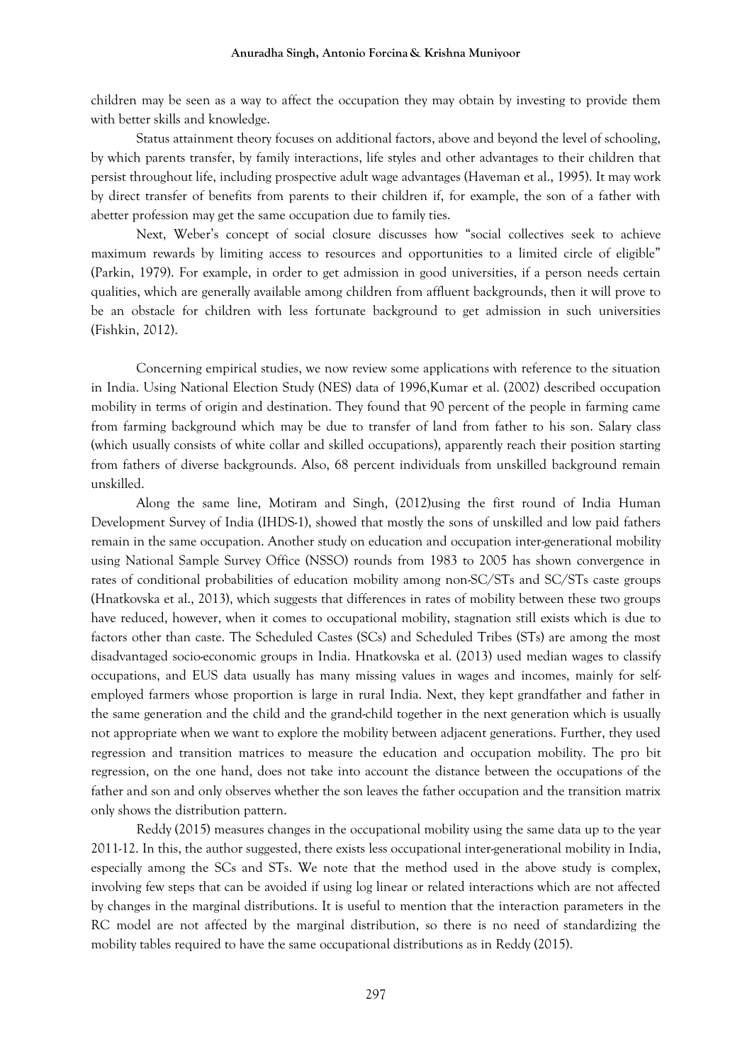children may be seen as a way to affect the occupation they may obtain by investing to provide them with better skills and knowledge.

Status attainment theory focuses on additional factors, above and beyond the level of schooling, by which parents transfer, by family interactions, life styles and other advantages to their children that persist throughout life, including prospective adult wage advantages (Haveman et al., 1995). It may work by direct transfer of benefits from parents to their children if, for example, the son of a father with abetter profession may get the same occupation due to family ties.

Next, Weber's concept of social closure discusses how "social collectives seek to achieve maximum rewards by limiting access to resources and opportunities to a limited circle of eligible" (Parkin, 1979). For example, in order to get admission in good universities, if a person needs certain qualities, which are generally available among children from affluent backgrounds, then it will prove to be an obstacle for children with less fortunate background to get admission in such universities (Fishkin, 2012).

Concerning empirical studies, we now review some applications with reference to the situation in India. Using National Election Study (NES) data of 1996,Kumar et al. (2002) described occupation mobility in terms of origin and destination. They found that 90 percent of the people in farming came from farming background which may be due to transfer of land from father to his son. Salary class (which usually consists of white collar and skilled occupations), apparently reach their position starting from fathers of diverse backgrounds. Also, 68 percent individuals from unskilled background remain unskilled.

Along the same line, Motiram and Singh, (2012)using the first round of India Human Development Survey of India (IHDS-1), showed that mostly the sons of unskilled and low paid fathers remain in the same occupation. Another study on education and occupation inter-generational mobility using National Sample Survey Office (NSSO) rounds from 1983 to 2005 has shown convergence in rates of conditional probabilities of education mobility among non-SC/STs and SC/STs caste groups (Hnatkovska et al., 2013), which suggests that differences in rates of mobility between these two groups have reduced, however, when it comes to occupational mobility, stagnation still exists which is due to factors other than caste. The Scheduled Castes (SCs) and Scheduled Tribes (STs) are among the most disadvantaged socio-economic groups in India. Hnatkovska et al. (2013) used median wages to classify occupations, and EUS data usually has many missing values in wages and incomes, mainly for self-employed farmers whose proportion is large in rural India. Next, they kept grandfather and father in the same generation and the child and the grand-child together in the next generation which is usually not appropriate when we want to explore the mobility between adjacent generations. Further, they used regression and transition matrices to measure the education and occupation mobility. The pro bit regression, on the one hand, does not take into account the distance between the occupations of the father and son and only observes whether the son leaves the father occupation and the transition matrix only shows the distribution pattern.

Reddy (2015) measures changes in the occupational mobility using the same data up to the year 2011-12. In this, the author suggested, there exists less occupational inter-generational mobility in India, especially among the SCs and STs. We note that the method used in the above study is complex, involving few steps that can be avoided if using log linear or related interactions which are not affected by changes in the marginal distributions. It is useful to mention that the interaction parameters in the RC model are not affected by the marginal distribution, so there is no need of standardizing the mobility tables required to have the same occupational distributions as in Reddy (2015).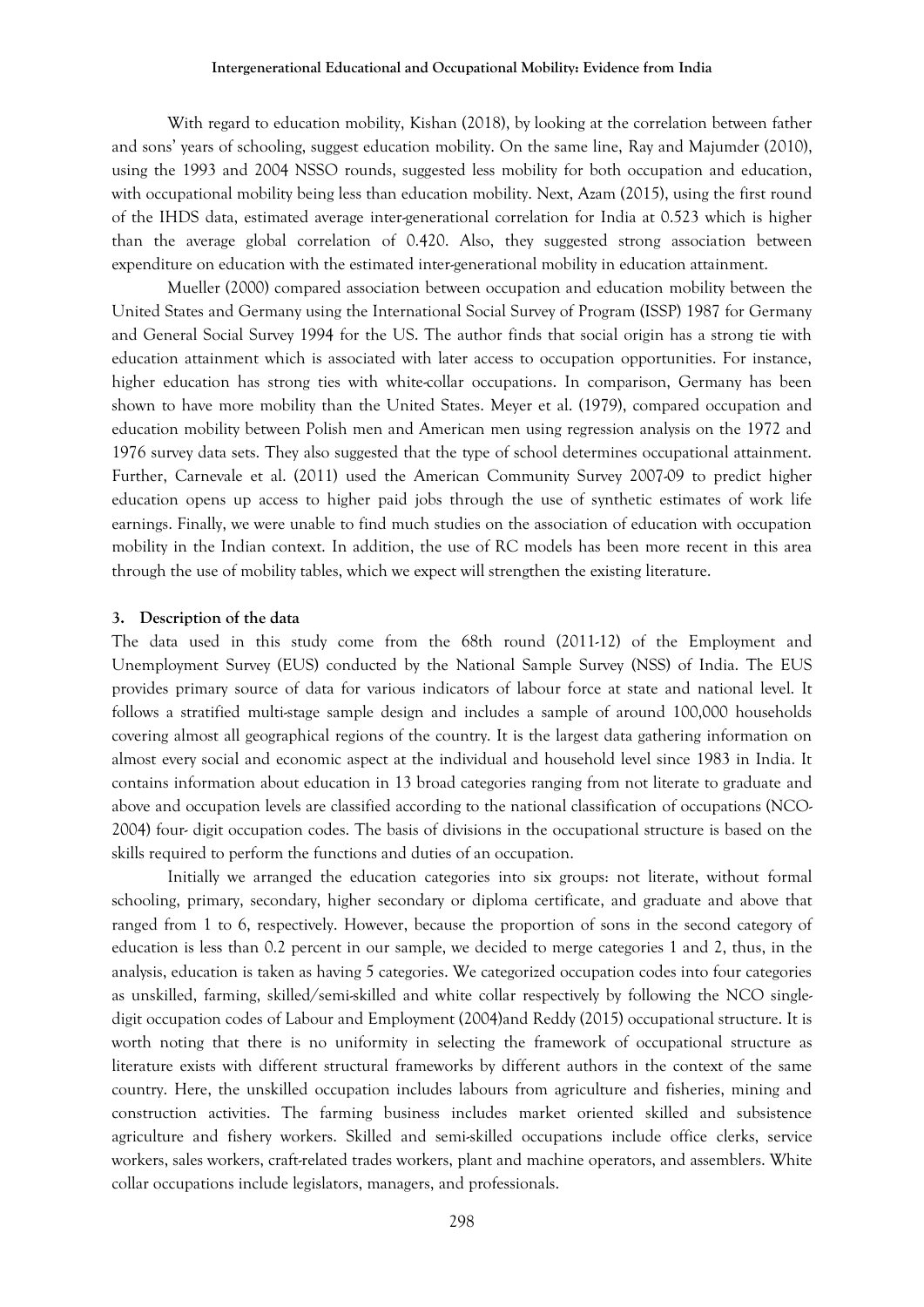With regard to education mobility, Kishan (2018), by looking at the correlation between father and sons' years of schooling, suggest education mobility. On the same line, Ray and Majumder (2010), using the 1993 and 2004 NSSO rounds, suggested less mobility for both occupation and education, with occupational mobility being less than education mobility. Next, Azam (2015), using the first round of the IHDS data, estimated average inter-generational correlation for India at 0.523 which is higher than the average global correlation of 0.420. Also, they suggested strong association between expenditure on education with the estimated inter-generational mobility in education attainment.

Mueller (2000) compared association between occupation and education mobility between the United States and Germany using the International Social Survey of Program (ISSP) 1987 for Germany and General Social Survey 1994 for the US. The author finds that social origin has a strong tie with education attainment which is associated with later access to occupation opportunities. For instance, higher education has strong ties with white-collar occupations. In comparison, Germany has been shown to have more mobility than the United States. Meyer et al. (1979), compared occupation and education mobility between Polish men and American men using regression analysis on the 1972 and 1976 survey data sets. They also suggested that the type of school determines occupational attainment. Further, Carnevale et al. (2011) used the American Community Survey 2007-09 to predict higher education opens up access to higher paid jobs through the use of synthetic estimates of work life earnings. Finally, we were unable to find much studies on the association of education with occupation mobility in the Indian context. In addition, the use of RC models has been more recent in this area through the use of mobility tables, which we expect will strengthen the existing literature.

## 3. Description of the data

The data used in this study come from the 68th round (2011-12) of the Employment and Unemployment Survey (EUS) conducted by the National Sample Survey (NSS) of India. The EUS provides primary source of data for various indicators of labour force at state and national level. It follows a stratified multi-stage sample design and includes a sample of around 100,000 households covering almost all geographical regions of the country. It is the largest data gathering information on almost every social and economic aspect at the individual and household level since 1983 in India. It contains information about education in 13 broad categories ranging from not literate to graduate and above and occupation levels are classified according to the national classification of occupations (NCO-2004) four- digit occupation codes. The basis of divisions in the occupational structure is based on the skills required to perform the functions and duties of an occupation.

Initially we arranged the education categories into six groups: not literate, without formal schooling, primary, secondary, higher secondary or diploma certificate, and graduate and above that ranged from 1 to 6, respectively. However, because the proportion of sons in the second category of education is less than 0.2 percent in our sample, we decided to merge categories 1 and 2, thus, in the analysis, education is taken as having 5 categories. We categorized occupation codes into four categories as unskilled, farming, skilled/semi-skilled and white collar respectively by following the NCO single-digit occupation codes of Labour and Employment (2004)and Reddy (2015) occupational structure. It is worth noting that there is no uniformity in selecting the framework of occupational structure as literature exists with different structural frameworks by different authors in the context of the same country. Here, the unskilled occupation includes labours from agriculture and fisheries, mining and construction activities. The farming business includes market oriented skilled and subsistence agriculture and fishery workers. Skilled and semi-skilled occupations include office clerks, service workers, sales workers, craft-related trades workers, plant and machine operators, and assemblers. White collar occupations include legislators, managers, and professionals.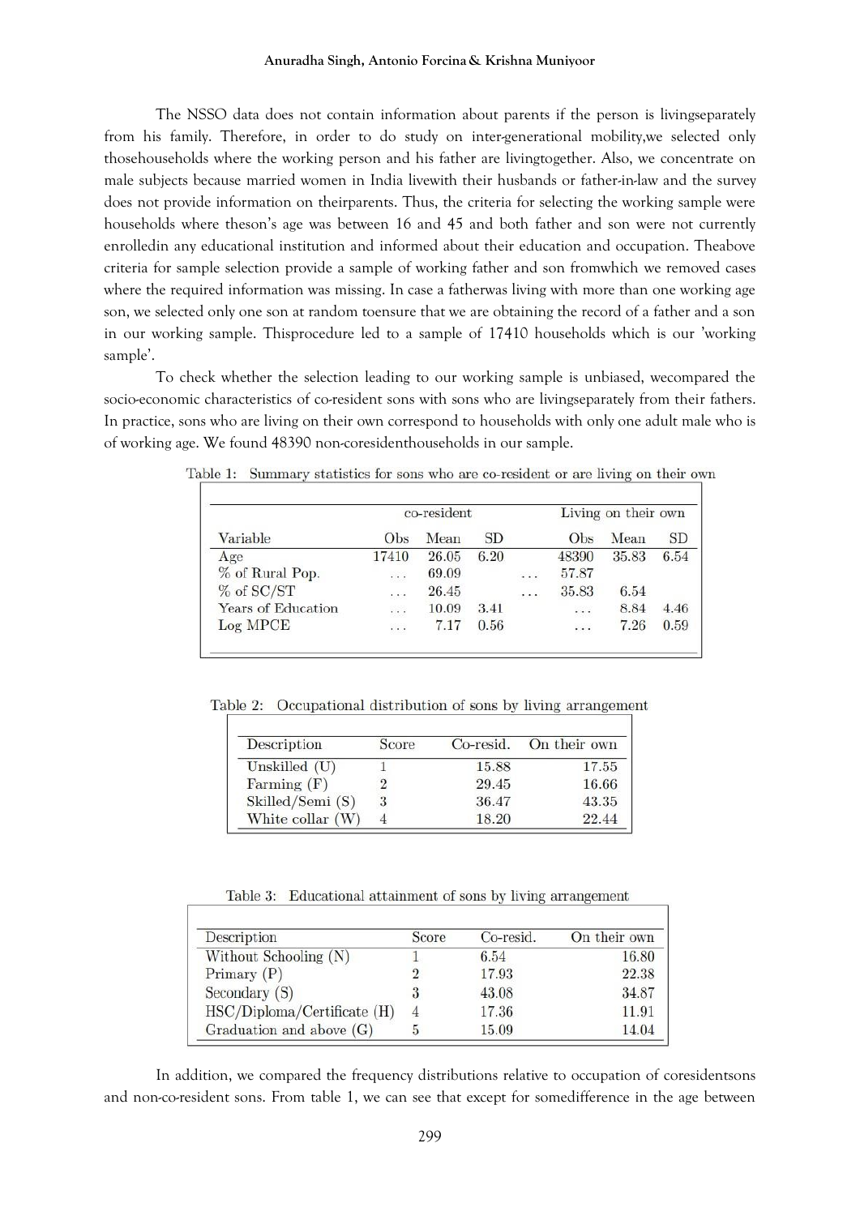The NSSO data does not contain information about parents if the person is livingseparately from his family. Therefore, in order to do study on inter-generational mobility,we selected only thosehouseholds where the working person and his father are livingtogether. Also, we concentrate on male subjects because married women in India livewith their husbands or father-in-law and the survey does not provide information on theirparents. Thus, the criteria for selecting the working sample were households where theson's age was between 16 and 45 and both father and son were not currently enrolledin any educational institution and informed about their education and occupation. Theabove criteria for sample selection provide a sample of working father and son fromwhich we removed cases where the required information was missing. In case a fatherwas living with more than one working age son, we selected only one son at random toensure that we are obtaining the record of a father and a son in our working sample. Thisprocedure led to a sample of 17410 households which is our 'working sample'.

To check whether the selection leading to our working sample is unbiased, wecompared the socio-economic characteristics of co-resident sons with sons who are livingseparately from their fathers. In practice, sons who are living on their own correspond to households with only one adult male who is of working age. We found 48390 non-coresidenthouseholds in our sample.

Table 1: Summary statistics for sons who are co-resident or are living on their own

| | co-resident | | | | Living on their own | | |
|---|---|---|---|---|---|---|---|
| Variable | Obs | Mean | SD | | Obs | Mean | SD |
| Age | 17410 | 26.05 | 6.20 | | 48390 | 35.83 | 6.54 |
| % of Rural Pop. | ... | 69.09 | | ... | 57.87 | | |
| % of SC/ST | ... | 26.45 | | ... | 35.83 | 6.54 | |
| Years of Education | ... | 10.09 | 3.41 | | ... | 8.84 | 4.46 |
| Log MPCE | ... | 7.17 | 0.56 | | ... | 7.26 | 0.59 |

Table 2: Occupational distribution of sons by living arrangement

| Description | Score | Co-resid. | On their own |
|---|---|---|---|
| Unskilled (U) | 1 | 15.88 | 17.55 |
| Farming (F) | 2 | 29.45 | 16.66 |
| Skilled/Semi (S) | 3 | 36.47 | 43.35 |
| White collar (W) | 4 | 18.20 | 22.44 |

Table 3: Educational attainment of sons by living arrangement

| Description | Score | Co-resid. | On their own |
|---|---|---|---|
| Without Schooling (N) | 1 | 6.54 | 16.80 |
| Primary (P) | 2 | 17.93 | 22.38 |
| Secondary (S) | 3 | 43.08 | 34.87 |
| HSC/Diploma/Certificate (H) | 4 | 17.36 | 11.91 |
| Graduation and above (G) | 5 | 15.09 | 14.04 |

In addition, we compared the frequency distributions relative to occupation of coresidentsons and non-co-resident sons. From table 1, we can see that except for somedifference in the age between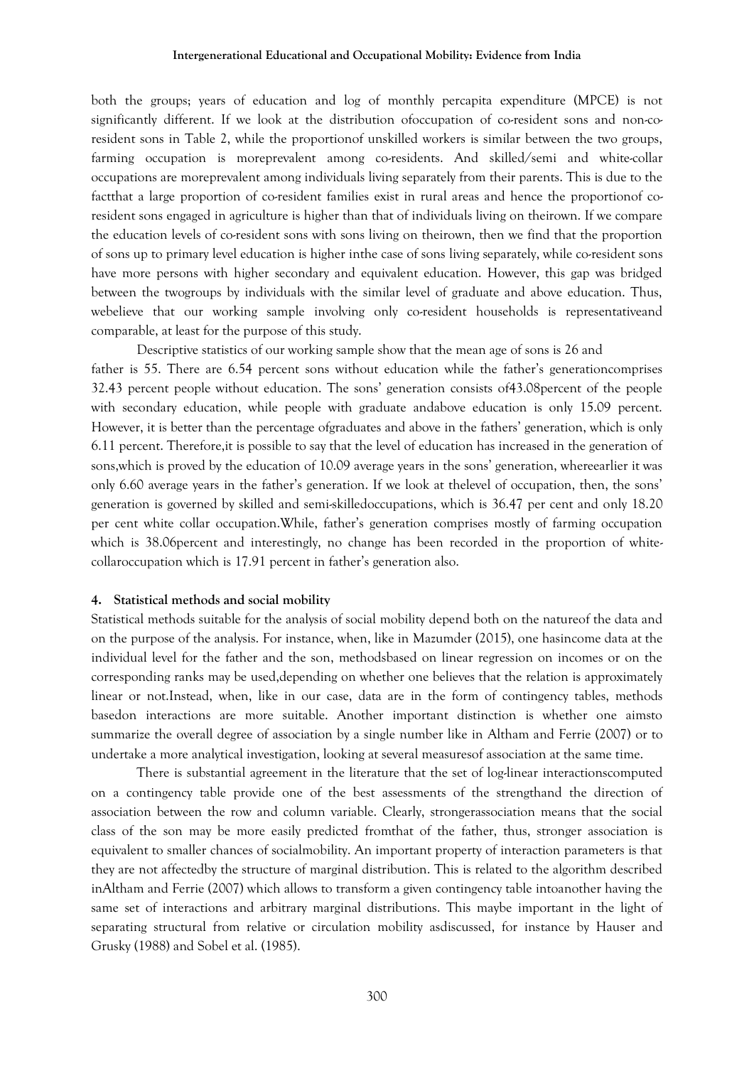both the groups; years of education and log of monthly percapita expenditure (MPCE) is not significantly different. If we look at the distribution ofoccupation of co-resident sons and non-co-resident sons in Table 2, while the proportionof unskilled workers is similar between the two groups, farming occupation is moreprevalent among co-residents. And skilled/semi and white-collar occupations are moreprevalent among individuals living separately from their parents. This is due to the factthat a large proportion of co-resident families exist in rural areas and hence the proportionof co-resident sons engaged in agriculture is higher than that of individuals living on theirown. If we compare the education levels of co-resident sons with sons living on theirown, then we find that the proportion of sons up to primary level education is higher inthe case of sons living separately, while co-resident sons have more persons with higher secondary and equivalent education. However, this gap was bridged between the twogroups by individuals with the similar level of graduate and above education. Thus, webelieve that our working sample involving only co-resident households is representativeand comparable, at least for the purpose of this study.

Descriptive statistics of our working sample show that the mean age of sons is 26 and father is 55. There are 6.54 percent sons without education while the father's generationcomprises 32.43 percent people without education. The sons' generation consists of43.08percent of the people with secondary education, while people with graduate andabove education is only 15.09 percent. However, it is better than the percentage ofgraduates and above in the fathers' generation, which is only 6.11 percent. Therefore,it is possible to say that the level of education has increased in the generation of sons,which is proved by the education of 10.09 average years in the sons' generation, whereearlier it was only 6.60 average years in the father's generation. If we look at thelevel of occupation, then, the sons' generation is governed by skilled and semi-skilledoccupations, which is 36.47 per cent and only 18.20 per cent white collar occupation.While, father's generation comprises mostly of farming occupation which is 38.06percent and interestingly, no change has been recorded in the proportion of white-collaroccupation which is 17.91 percent in father's generation also.

## 4. Statistical methods and social mobility

Statistical methods suitable for the analysis of social mobility depend both on the natureof the data and on the purpose of the analysis. For instance, when, like in Mazumder (2015), one hasincome data at the individual level for the father and the son, methodsbased on linear regression on incomes or on the corresponding ranks may be used,depending on whether one believes that the relation is approximately linear or not.Instead, when, like in our case, data are in the form of contingency tables, methods basedon interactions are more suitable. Another important distinction is whether one aimsto summarize the overall degree of association by a single number like in Altham and Ferrie (2007) or to undertake a more analytical investigation, looking at several measuresof association at the same time.

There is substantial agreement in the literature that the set of log-linear interactionscomputed on a contingency table provide one of the best assessments of the strengthand the direction of association between the row and column variable. Clearly, strongerassociation means that the social class of the son may be more easily predicted fromthat of the father, thus, stronger association is equivalent to smaller chances of socialmobility. An important property of interaction parameters is that they are not affectedby the structure of marginal distribution. This is related to the algorithm described inAltham and Ferrie (2007) which allows to transform a given contingency table intoanother having the same set of interactions and arbitrary marginal distributions. This maybe important in the light of separating structural from relative or circulation mobility asdiscussed, for instance by Hauser and Grusky (1988) and Sobel et al. (1985).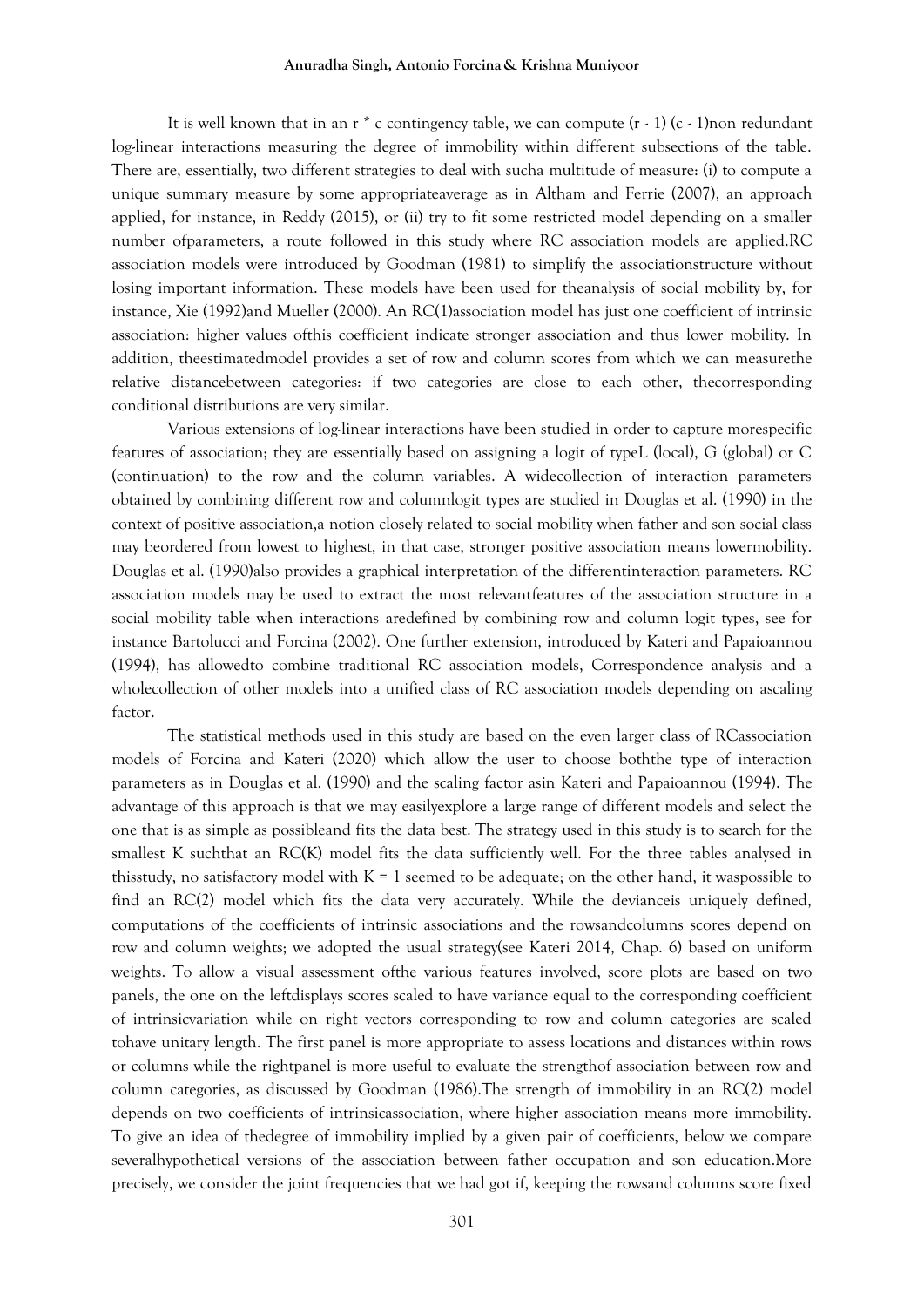It is well known that in an r * c contingency table, we can compute (r - 1) (c - 1)non redundant log-linear interactions measuring the degree of immobility within different subsections of the table. There are, essentially, two different strategies to deal with sucha multitude of measure: (i) to compute a unique summary measure by some appropriateaverage as in Altham and Ferrie (2007), an approach applied, for instance, in Reddy (2015), or (ii) try to fit some restricted model depending on a smaller number ofparameters, a route followed in this study where RC association models are applied.RC association models were introduced by Goodman (1981) to simplify the associationstructure without losing important information. These models have been used for theanalysis of social mobility by, for instance, Xie (1992)and Mueller (2000). An RC(1)association model has just one coefficient of intrinsic association: higher values ofthis coefficient indicate stronger association and thus lower mobility. In addition, theestimatedmodel provides a set of row and column scores from which we can measurethe relative distancebetween categories: if two categories are close to each other, thecorresponding conditional distributions are very similar.

Various extensions of log-linear interactions have been studied in order to capture morespecific features of association; they are essentially based on assigning a logit of typeL (local), G (global) or C (continuation) to the row and the column variables. A widecollection of interaction parameters obtained by combining different row and columnlogit types are studied in Douglas et al. (1990) in the context of positive association,a notion closely related to social mobility when father and son social class may beordered from lowest to highest, in that case, stronger positive association means lowermobility. Douglas et al. (1990)also provides a graphical interpretation of the differentinteraction parameters. RC association models may be used to extract the most relevantfeatures of the association structure in a social mobility table when interactions aredefined by combining row and column logit types, see for instance Bartolucci and Forcina (2002). One further extension, introduced by Kateri and Papaioannou (1994), has allowedto combine traditional RC association models, Correspondence analysis and a wholecollection of other models into a unified class of RC association models depending on ascaling factor.

The statistical methods used in this study are based on the even larger class of RCassociation models of Forcina and Kateri (2020) which allow the user to choose boththe type of interaction parameters as in Douglas et al. (1990) and the scaling factor asin Kateri and Papaioannou (1994). The advantage of this approach is that we may easilyexplore a large range of different models and select the one that is as simple as possibleand fits the data best. The strategy used in this study is to search for the smallest K suchthat an RC(K) model fits the data sufficiently well. For the three tables analysed in thisstudy, no satisfactory model with K = 1 seemed to be adequate; on the other hand, it waspossible to find an RC(2) model which fits the data very accurately. While the devianceis uniquely defined, computations of the coefficients of intrinsic associations and the rowsandcolumns scores depend on row and column weights; we adopted the usual strategy(see Kateri 2014, Chap. 6) based on uniform weights. To allow a visual assessment ofthe various features involved, score plots are based on two panels, the one on the leftdisplays scores scaled to have variance equal to the corresponding coefficient of intrinsicvariation while on right vectors corresponding to row and column categories are scaled tohave unitary length. The first panel is more appropriate to assess locations and distances within rows or columns while the rightpanel is more useful to evaluate the strengthof association between row and column categories, as discussed by Goodman (1986).The strength of immobility in an RC(2) model depends on two coefficients of intrinsicassociation, where higher association means more immobility. To give an idea of thedegree of immobility implied by a given pair of coefficients, below we compare severalhypothetical versions of the association between father occupation and son education.More precisely, we consider the joint frequencies that we had got if, keeping the rowsand columns score fixed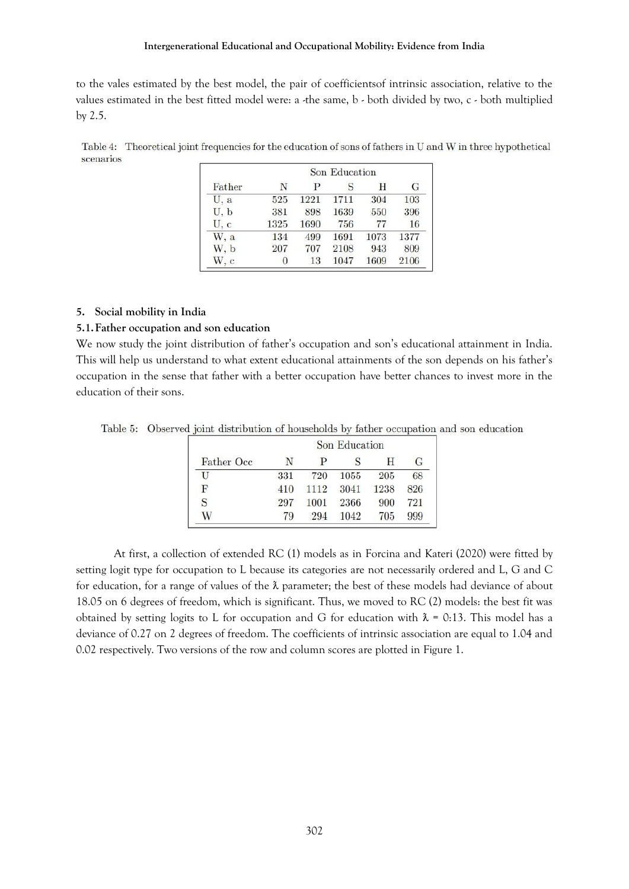to the vales estimated by the best model, the pair of coefficientsof intrinsic association, relative to the values estimated in the best fitted model were: a -the same, b - both divided by two, c - both multiplied by 2.5.

Table 4: Theoretical joint frequencies for the education of sons of fathers in U and W in three hypothetical scenarios

| | Son Education | | | | |
|---|---|---|---|---|---|
| Father | N | P | S | H | G |
| U, a | 525 | 1221 | 1711 | 304 | 103 |
| U, b | 381 | 898 | 1639 | 550 | 396 |
| U, c | 1325 | 1690 | 756 | 77 | 16 |
| W, a | 134 | 499 | 1691 | 1073 | 1377 |
| W, b | 207 | 707 | 2108 | 943 | 809 |
| W, c | 0 | 13 | 1047 | 1609 | 2106 |

## 5. Social mobility in India

### 5.1. Father occupation and son education

We now study the joint distribution of father's occupation and son's educational attainment in India. This will help us understand to what extent educational attainments of the son depends on his father's occupation in the sense that father with a better occupation have better chances to invest more in the education of their sons.

Table 5: Observed joint distribution of households by father occupation and son education

| | Son Education | | | | |
|---|---|---|---|---|---|
| Father Occ | N | P | S | H | G |
| U | 331 | 720 | 1055 | 205 | 68 |
| F | 410 | 1112 | 3041 | 1238 | 826 |
| S | 297 | 1001 | 2366 | 900 | 721 |
| W | 79 | 294 | 1042 | 705 | 999 |

At first, a collection of extended RC (1) models as in Forcina and Kateri (2020) were fitted by setting logit type for occupation to L because its categories are not necessarily ordered and L, G and C for education, for a range of values of the $\lambda$ parameter; the best of these models had deviance of about 18.05 on 6 degrees of freedom, which is significant. Thus, we moved to RC (2) models: the best fit was obtained by setting logits to L for occupation and G for education with $\lambda$ = 0:13. This model has a deviance of 0.27 on 2 degrees of freedom. The coefficients of intrinsic association are equal to 1.04 and 0.02 respectively. Two versions of the row and column scores are plotted in Figure 1.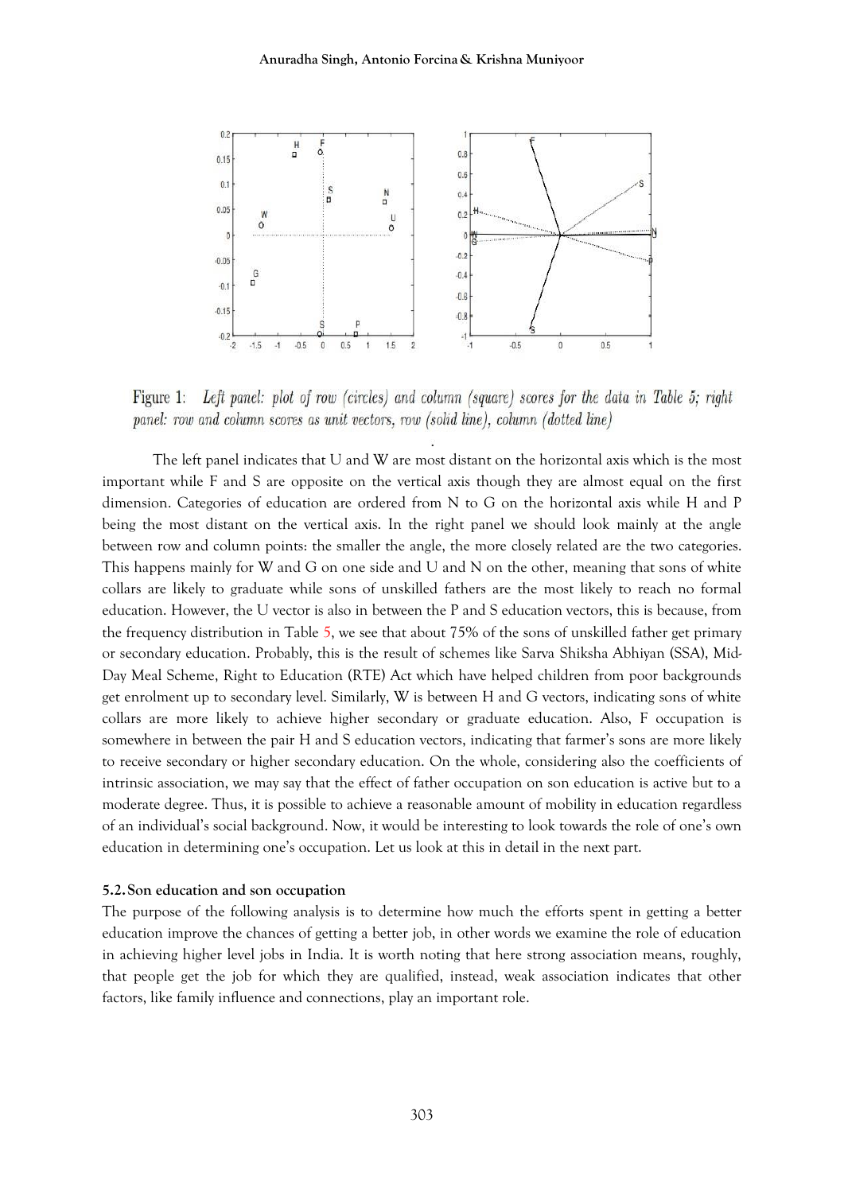Figure 1: *Left panel: plot of row (circles) and column (square) scores for the data in Table 5; right panel: row and column scores as unit vectors, row (solid line), column (dotted line)*

The left panel indicates that U and W are most distant on the horizontal axis which is the most important while F and S are opposite on the vertical axis though they are almost equal on the first dimension. Categories of education are ordered from N to G on the horizontal axis while H and P being the most distant on the vertical axis. In the right panel we should look mainly at the angle between row and column points: the smaller the angle, the more closely related are the two categories. This happens mainly for W and G on one side and U and N on the other, meaning that sons of white collars are likely to graduate while sons of unskilled fathers are the most likely to reach no formal education. However, the U vector is also in between the P and S education vectors, this is because, from the frequency distribution in Table 5, we see that about 75% of the sons of unskilled father get primary or secondary education. Probably, this is the result of schemes like Sarva Shiksha Abhiyan (SSA), Mid-Day Meal Scheme, Right to Education (RTE) Act which have helped children from poor backgrounds get enrolment up to secondary level. Similarly, W is between H and G vectors, indicating sons of white collars are more likely to achieve higher secondary or graduate education. Also, F occupation is somewhere in between the pair H and S education vectors, indicating that farmer's sons are more likely to receive secondary or higher secondary education. On the whole, considering also the coefficients of intrinsic association, we may say that the effect of father occupation on son education is active but to a moderate degree. Thus, it is possible to achieve a reasonable amount of mobility in education regardless of an individual's social background. Now, it would be interesting to look towards the role of one's own education in determining one's occupation. Let us look at this in detail in the next part.

### 5.2. Son education and son occupation

The purpose of the following analysis is to determine how much the efforts spent in getting a better education improve the chances of getting a better job, in other words we examine the role of education in achieving higher level jobs in India. It is worth noting that here strong association means, roughly, that people get the job for which they are qualified, instead, weak association indicates that other factors, like family influence and connections, play an important role.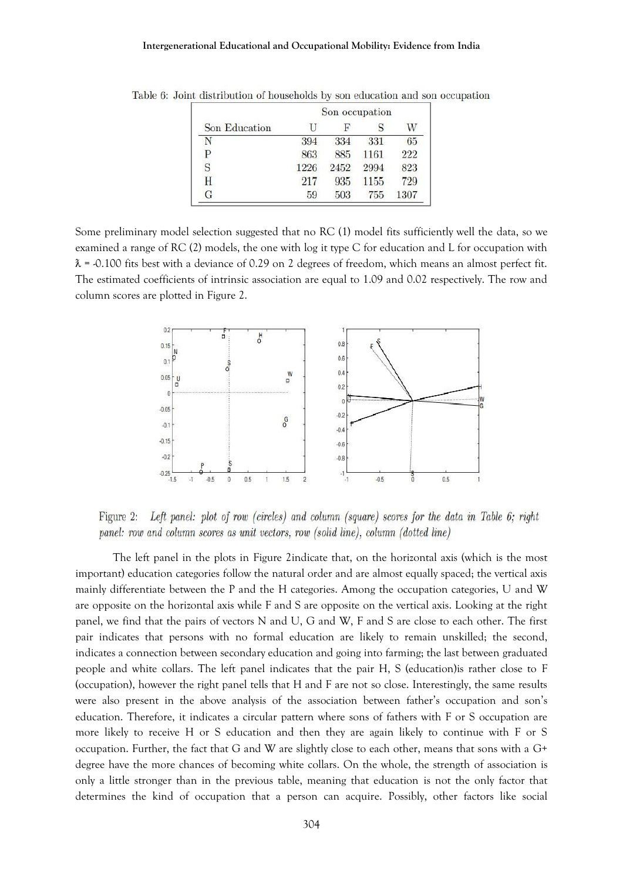Table 6: Joint distribution of households by son education and son occupation

| Son Education | Son occupation U | F | S | W |
|---|---|---|---|---|
| N | 394 | 334 | 331 | 65 |
| P | 863 | 885 | 1161 | 222 |
| S | 1226 | 2452 | 2994 | 823 |
| H | 217 | 935 | 1155 | 729 |
| G | 59 | 503 | 755 | 1307 |

Some preliminary model selection suggested that no RC (1) model fits sufficiently well the data, so we examined a range of RC (2) models, the one with log it type C for education and L for occupation with $\lambda = -0.100$ fits best with a deviance of 0.29 on 2 degrees of freedom, which means an almost perfect fit. The estimated coefficients of intrinsic association are equal to 1.09 and 0.02 respectively. The row and column scores are plotted in Figure 2.

Figure 2: *Left panel: plot of row (circles) and column (square) scores for the data in Table 6; right panel: row and column scores as unit vectors, row (solid line), column (dotted line)*

The left panel in the plots in Figure 2indicate that, on the horizontal axis (which is the most important) education categories follow the natural order and are almost equally spaced; the vertical axis mainly differentiate between the P and the H categories. Among the occupation categories, U and W are opposite on the horizontal axis while F and S are opposite on the vertical axis. Looking at the right panel, we find that the pairs of vectors N and U, G and W, F and S are close to each other. The first pair indicates that persons with no formal education are likely to remain unskilled; the second, indicates a connection between secondary education and going into farming; the last between graduated people and white collars. The left panel indicates that the pair H, S (education)is rather close to F (occupation), however the right panel tells that H and F are not so close. Interestingly, the same results were also present in the above analysis of the association between father's occupation and son's education. Therefore, it indicates a circular pattern where sons of fathers with F or S occupation are more likely to receive H or S education and then they are again likely to continue with F or S occupation. Further, the fact that G and W are slightly close to each other, means that sons with a G+ degree have the more chances of becoming white collars. On the whole, the strength of association is only a little stronger than in the previous table, meaning that education is not the only factor that determines the kind of occupation that a person can acquire. Possibly, other factors like social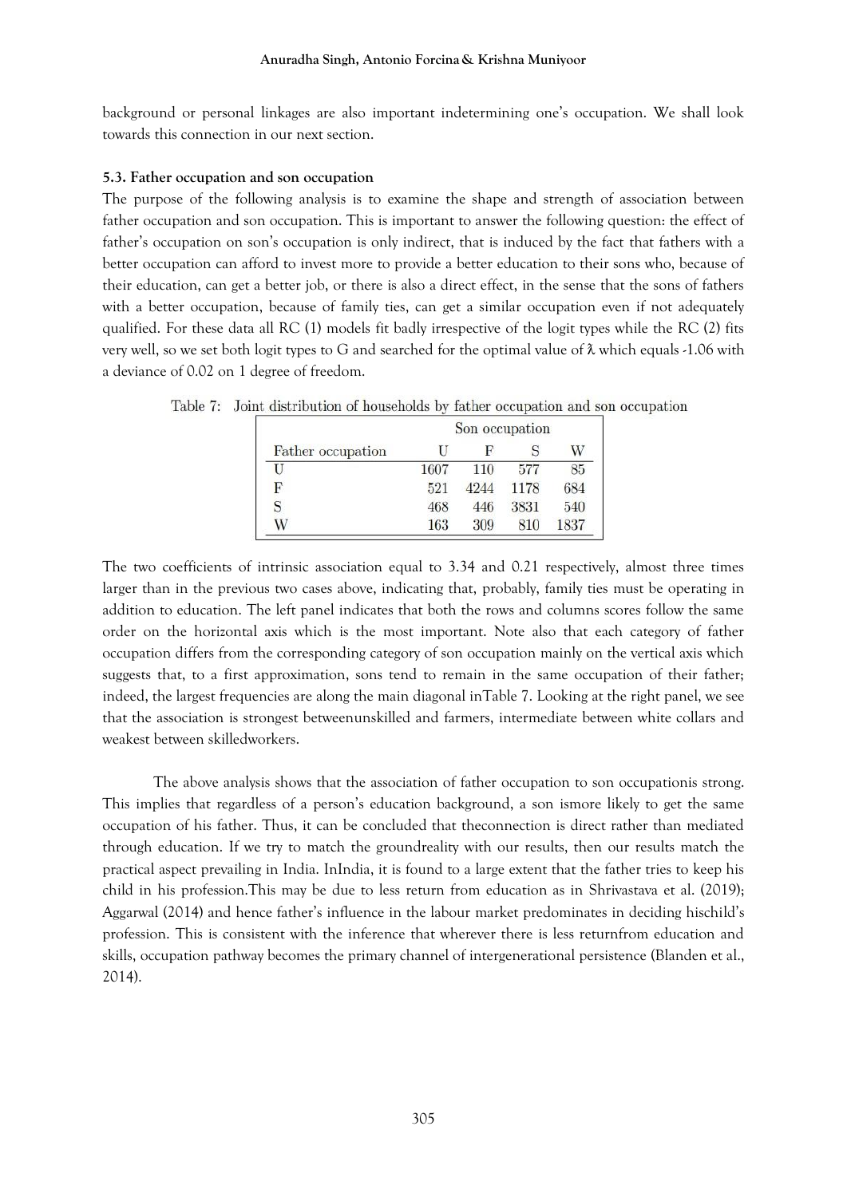background or personal linkages are also important indetermining one's occupation. We shall look towards this connection in our next section.

### 5.3. Father occupation and son occupation

The purpose of the following analysis is to examine the shape and strength of association between father occupation and son occupation. This is important to answer the following question: the effect of father's occupation on son's occupation is only indirect, that is induced by the fact that fathers with a better occupation can afford to invest more to provide a better education to their sons who, because of their education, can get a better job, or there is also a direct effect, in the sense that the sons of fathers with a better occupation, because of family ties, can get a similar occupation even if not adequately qualified. For these data all RC (1) models fit badly irrespective of the logit types while the RC (2) fits very well, so we set both logit types to G and searched for the optimal value of λ which equals -1.06 with a deviance of 0.02 on 1 degree of freedom.

Table 7: Joint distribution of households by father occupation and son occupation

| | Son occupation | | | |
|---|---|---|---|---|
| Father occupation | U | F | S | W |
| U | 1607 | 110 | 577 | 85 |
| F | 521 | 4244 | 1178 | 684 |
| S | 468 | 446 | 3831 | 540 |
| W | 163 | 309 | 810 | 1837 |

The two coefficients of intrinsic association equal to 3.34 and 0.21 respectively, almost three times larger than in the previous two cases above, indicating that, probably, family ties must be operating in addition to education. The left panel indicates that both the rows and columns scores follow the same order on the horizontal axis which is the most important. Note also that each category of father occupation differs from the corresponding category of son occupation mainly on the vertical axis which suggests that, to a first approximation, sons tend to remain in the same occupation of their father; indeed, the largest frequencies are along the main diagonal inTable 7. Looking at the right panel, we see that the association is strongest betweenunskilled and farmers, intermediate between white collars and weakest between skilledworkers.

The above analysis shows that the association of father occupation to son occupationis strong. This implies that regardless of a person's education background, a son ismore likely to get the same occupation of his father. Thus, it can be concluded that theconnection is direct rather than mediated through education. If we try to match the groundreality with our results, then our results match the practical aspect prevailing in India. InIndia, it is found to a large extent that the father tries to keep his child in his profession.This may be due to less return from education as in Shrivastava et al. (2019); Aggarwal (2014) and hence father's influence in the labour market predominates in deciding hischild's profession. This is consistent with the inference that wherever there is less returnfrom education and skills, occupation pathway becomes the primary channel of intergenerational persistence (Blanden et al., 2014).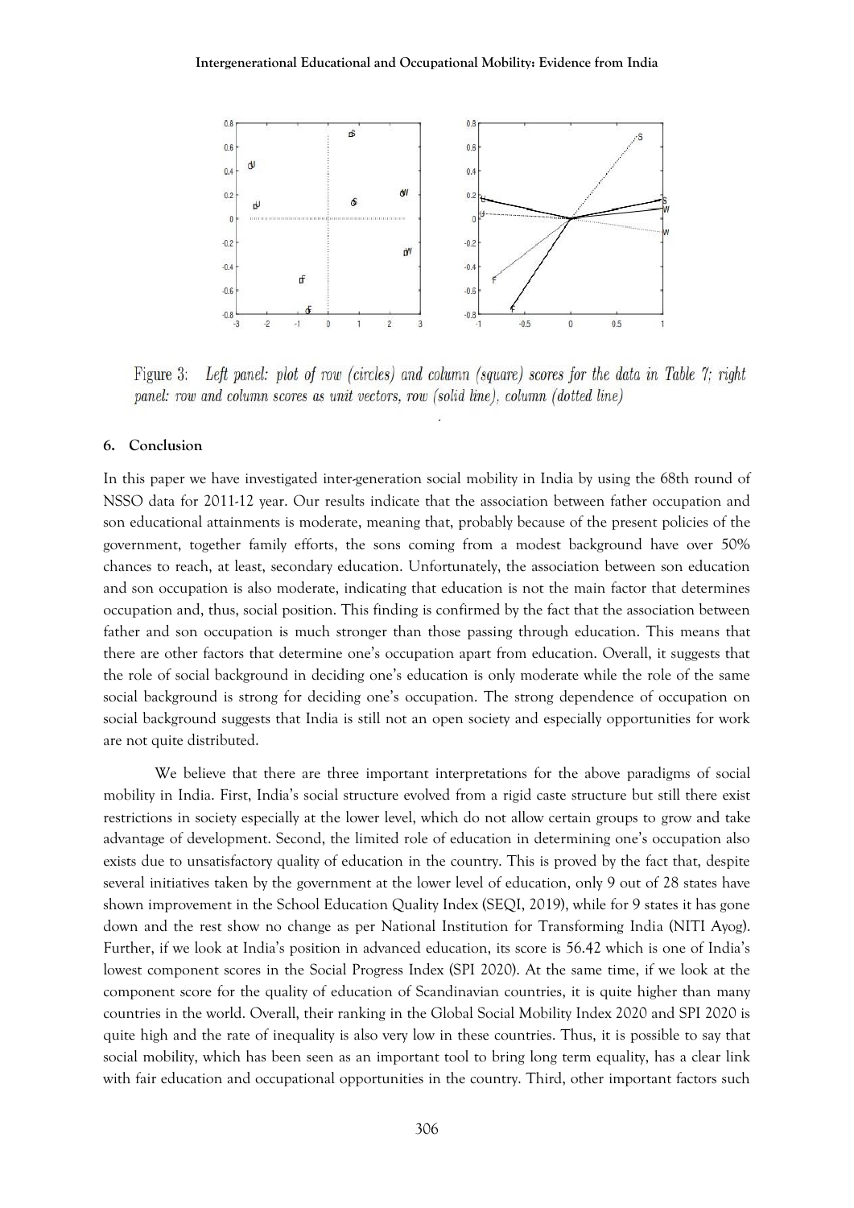Figure 3: *Left panel: plot of row (circles) and column (square) scores for the data in Table 7; right panel: row and column scores as unit vectors, row (solid line), column (dotted line)*

## 6. Conclusion

In this paper we have investigated inter-generation social mobility in India by using the 68th round of NSSO data for 2011-12 year. Our results indicate that the association between father occupation and son educational attainments is moderate, meaning that, probably because of the present policies of the government, together family efforts, the sons coming from a modest background have over 50% chances to reach, at least, secondary education. Unfortunately, the association between son education and son occupation is also moderate, indicating that education is not the main factor that determines occupation and, thus, social position. This finding is confirmed by the fact that the association between father and son occupation is much stronger than those passing through education. This means that there are other factors that determine one's occupation apart from education. Overall, it suggests that the role of social background in deciding one's education is only moderate while the role of the same social background is strong for deciding one's occupation. The strong dependence of occupation on social background suggests that India is still not an open society and especially opportunities for work are not quite distributed.

We believe that there are three important interpretations for the above paradigms of social mobility in India. First, India's social structure evolved from a rigid caste structure but still there exist restrictions in society especially at the lower level, which do not allow certain groups to grow and take advantage of development. Second, the limited role of education in determining one's occupation also exists due to unsatisfactory quality of education in the country. This is proved by the fact that, despite several initiatives taken by the government at the lower level of education, only 9 out of 28 states have shown improvement in the School Education Quality Index (SEQI, 2019), while for 9 states it has gone down and the rest show no change as per National Institution for Transforming India (NITI Ayog). Further, if we look at India's position in advanced education, its score is 56.42 which is one of India's lowest component scores in the Social Progress Index (SPI 2020). At the same time, if we look at the component score for the quality of education of Scandinavian countries, it is quite higher than many countries in the world. Overall, their ranking in the Global Social Mobility Index 2020 and SPI 2020 is quite high and the rate of inequality is also very low in these countries. Thus, it is possible to say that social mobility, which has been seen as an important tool to bring long term equality, has a clear link with fair education and occupational opportunities in the country. Third, other important factors such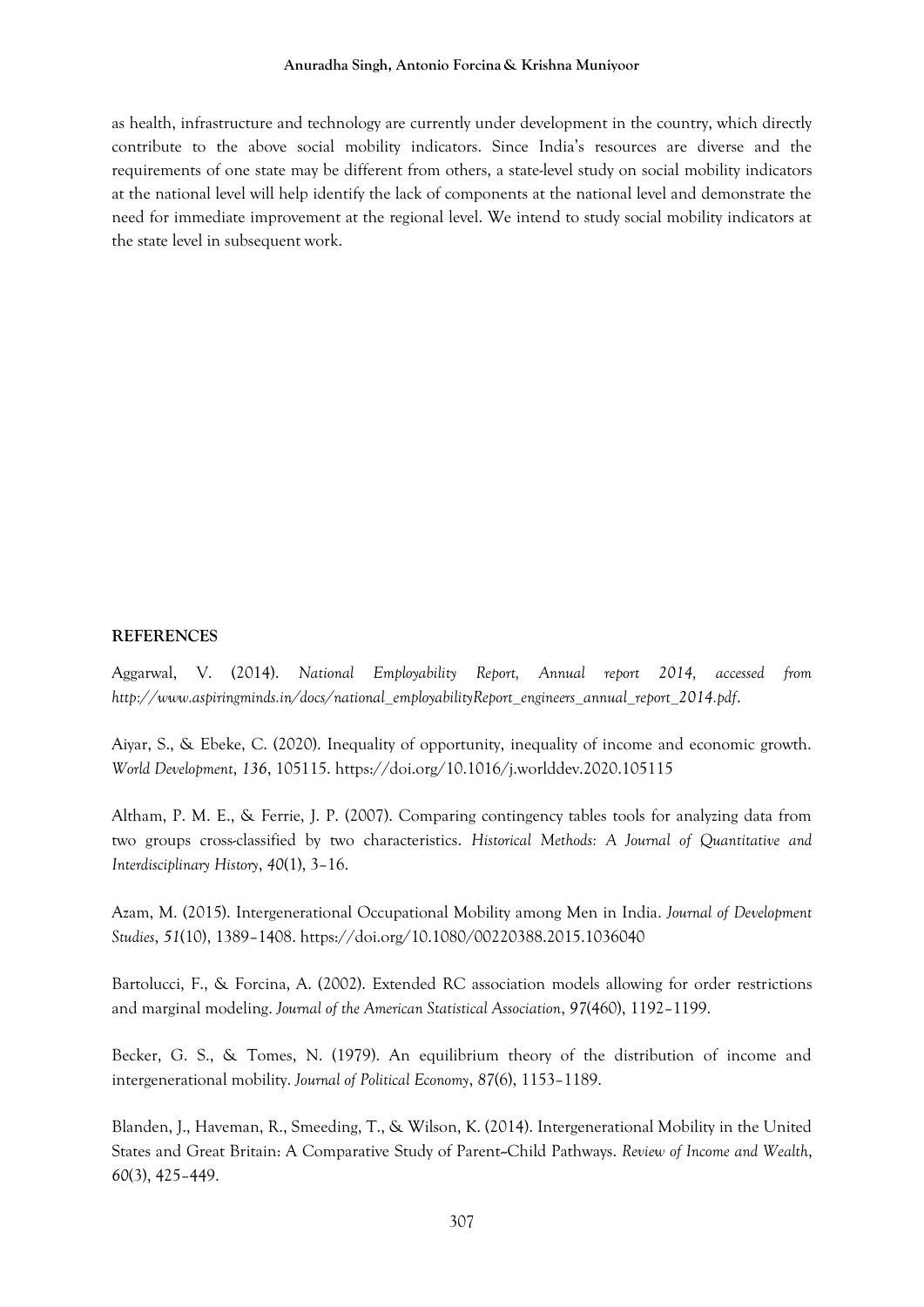as health, infrastructure and technology are currently under development in the country, which directly contribute to the above social mobility indicators. Since India's resources are diverse and the requirements of one state may be different from others, a state-level study on social mobility indicators at the national level will help identify the lack of components at the national level and demonstrate the need for immediate improvement at the regional level. We intend to study social mobility indicators at the state level in subsequent work.

## REFERENCES

Aggarwal, V. (2014). *National Employability Report, Annual report 2014, accessed from http://www.aspiringminds.in/docs/national_employabilityReport_engineers_annual_report_2014.pdf*.

Aiyar, S., & Ebeke, C. (2020). Inequality of opportunity, inequality of income and economic growth. *World Development*, *136*, 105115. https://doi.org/10.1016/j.worlddev.2020.105115

Altham, P. M. E., & Ferrie, J. P. (2007). Comparing contingency tables tools for analyzing data from two groups cross-classified by two characteristics. *Historical Methods: A Journal of Quantitative and Interdisciplinary History*, *40*(1), 3–16.

Azam, M. (2015). Intergenerational Occupational Mobility among Men in India. *Journal of Development Studies*, *51*(10), 1389–1408. https://doi.org/10.1080/00220388.2015.1036040

Bartolucci, F., & Forcina, A. (2002). Extended RC association models allowing for order restrictions and marginal modeling. *Journal of the American Statistical Association*, *97*(460), 1192–1199.

Becker, G. S., & Tomes, N. (1979). An equilibrium theory of the distribution of income and intergenerational mobility. *Journal of Political Economy*, *87*(6), 1153–1189.

Blanden, J., Haveman, R., Smeeding, T., & Wilson, K. (2014). Intergenerational Mobility in the United States and Great Britain: A Comparative Study of Parent–Child Pathways. *Review of Income and Wealth*, *60*(3), 425–449.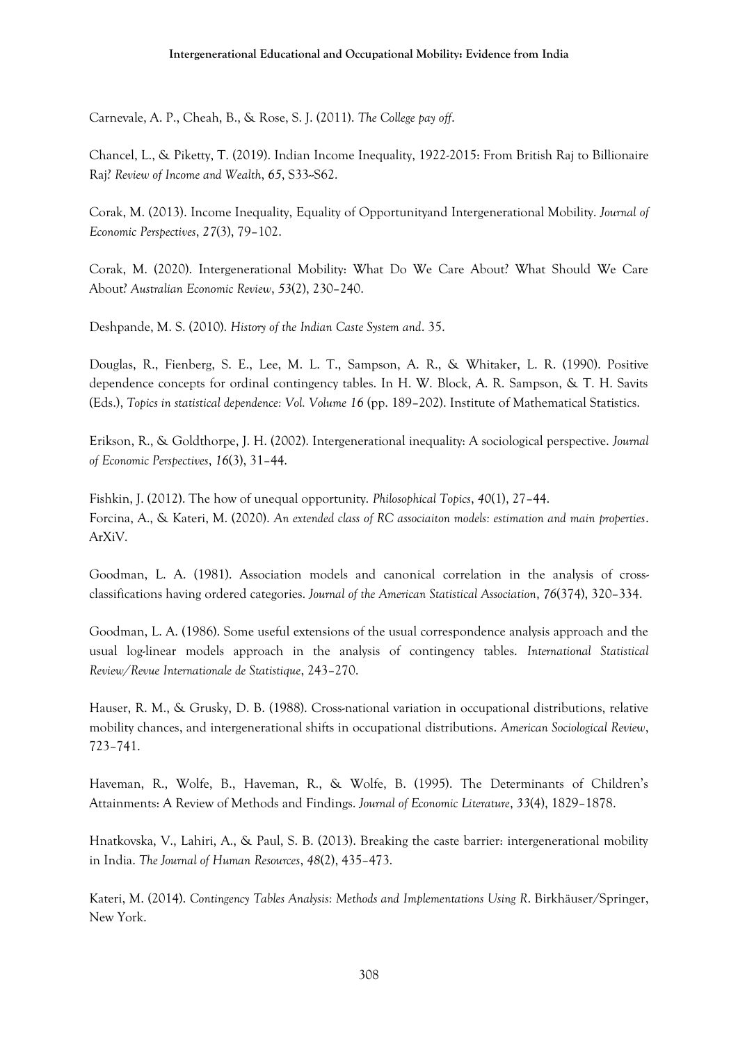Carnevale, A. P., Cheah, B., & Rose, S. J. (2011). *The College pay off*.

Chancel, L., & Piketty, T. (2019). Indian Income Inequality, 1922-2015: From British Raj to Billionaire Raj? *Review of Income and Wealth*, *65*, S33–S62.

Corak, M. (2013). Income Inequality, Equality of Opportunityand Intergenerational Mobility. *Journal of Economic Perspectives*, *27*(3), 79–102.

Corak, M. (2020). Intergenerational Mobility: What Do We Care About? What Should We Care About? *Australian Economic Review*, *53*(2), 230–240.

Deshpande, M. S. (2010). *History of the Indian Caste System and*. 35.

Douglas, R., Fienberg, S. E., Lee, M. L. T., Sampson, A. R., & Whitaker, L. R. (1990). Positive dependence concepts for ordinal contingency tables. In H. W. Block, A. R. Sampson, & T. H. Savits (Eds.), *Topics in statistical dependence: Vol. Volume 16* (pp. 189–202). Institute of Mathematical Statistics.

Erikson, R., & Goldthorpe, J. H. (2002). Intergenerational inequality: A sociological perspective. *Journal of Economic Perspectives*, *16*(3), 31–44.

Fishkin, J. (2012). The how of unequal opportunity. *Philosophical Topics*, *40*(1), 27–44.

Forcina, A., & Kateri, M. (2020). *An extended class of RC associaiton models: estimation and main properties*. ArXiV.

Goodman, L. A. (1981). Association models and canonical correlation in the analysis of cross-classifications having ordered categories. *Journal of the American Statistical Association*, *76*(374), 320–334.

Goodman, L. A. (1986). Some useful extensions of the usual correspondence analysis approach and the usual log-linear models approach in the analysis of contingency tables. *International Statistical Review/Revue Internationale de Statistique*, 243–270.

Hauser, R. M., & Grusky, D. B. (1988). Cross-national variation in occupational distributions, relative mobility chances, and intergenerational shifts in occupational distributions. *American Sociological Review*, 723–741.

Haveman, R., Wolfe, B., Haveman, R., & Wolfe, B. (1995). The Determinants of Children's Attainments: A Review of Methods and Findings. *Journal of Economic Literature*, *33*(4), 1829–1878.

Hnatkovska, V., Lahiri, A., & Paul, S. B. (2013). Breaking the caste barrier: intergenerational mobility in India. *The Journal of Human Resources*, *48*(2), 435–473.

Kateri, M. (2014). *Contingency Tables Analysis: Methods and Implementations Using R*. Birkhäuser/Springer, New York.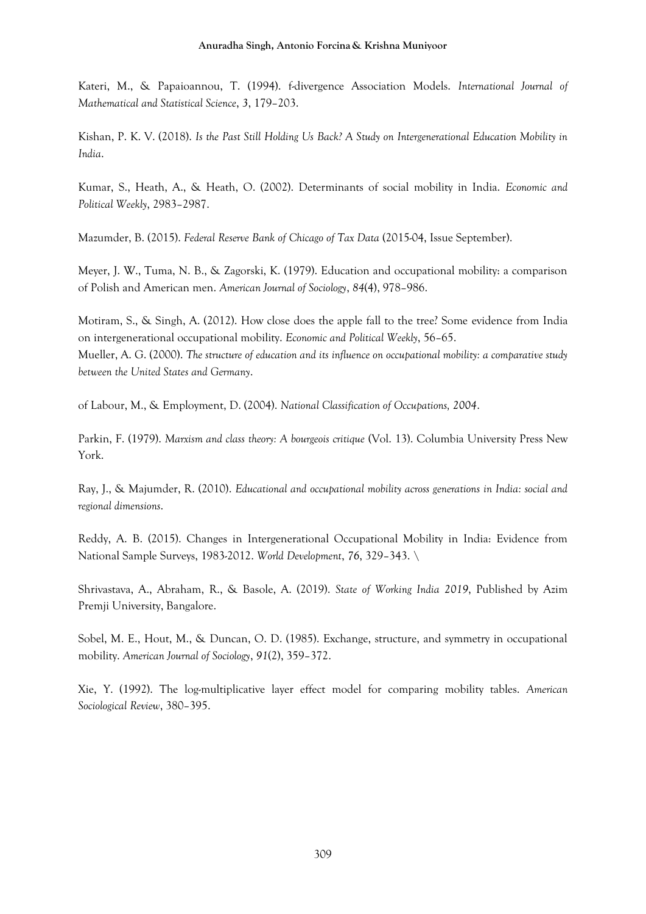Kateri, M., & Papaioannou, T. (1994). f-divergence Association Models. *International Journal of Mathematical and Statistical Science*, *3*, 179–203.

Kishan, P. K. V. (2018). *Is the Past Still Holding Us Back? A Study on Intergenerational Education Mobility in India*.

Kumar, S., Heath, A., & Heath, O. (2002). Determinants of social mobility in India. *Economic and Political Weekly*, 2983–2987.

Mazumder, B. (2015). *Federal Reserve Bank of Chicago of Tax Data* (2015-04, Issue September).

Meyer, J. W., Tuma, N. B., & Zagorski, K. (1979). Education and occupational mobility: a comparison of Polish and American men. *American Journal of Sociology*, *84*(4), 978–986.

Motiram, S., & Singh, A. (2012). How close does the apple fall to the tree? Some evidence from India on intergenerational occupational mobility. *Economic and Political Weekly*, 56–65.

Mueller, A. G. (2000). *The structure of education and its influence on occupational mobility: a comparative study between the United States and Germany*.

of Labour, M., & Employment, D. (2004). *National Classification of Occupations, 2004*.

Parkin, F. (1979). *Marxism and class theory: A bourgeois critique* (Vol. 13). Columbia University Press New York.

Ray, J., & Majumder, R. (2010). *Educational and occupational mobility across generations in India: social and regional dimensions*.

Reddy, A. B. (2015). Changes in Intergenerational Occupational Mobility in India: Evidence from National Sample Surveys, 1983-2012. *World Development*, *76*, 329–343. \

Shrivastava, A., Abraham, R., & Basole, A. (2019). *State of Working India 2019*, Published by Azim Premji University, Bangalore.

Sobel, M. E., Hout, M., & Duncan, O. D. (1985). Exchange, structure, and symmetry in occupational mobility. *American Journal of Sociology*, *91*(2), 359–372.

Xie, Y. (1992). The log-multiplicative layer effect model for comparing mobility tables. *American Sociological Review*, 380–395.